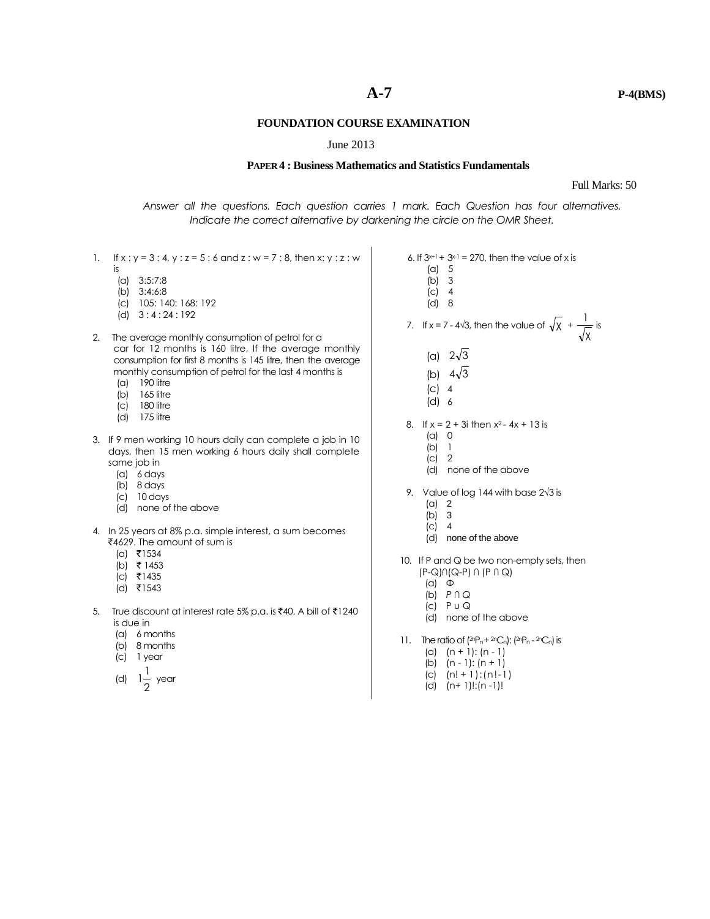# A-7

**P-4(BMS)**

## FOUNDATION COURSE EXAMINATION

June 2013

### PAPER 4 : Business Mathematics and Statistics Fundamentals

Full Marks: 50

*Answer all the questions. Each question carries 1 mark. Each Question has four alternatives. Indicate the correct alternative by darkening the circle on the OMR Sheet.*

1. If x : y = 3 : 4, y : z = 5 : 6 and z : w = 7 : 8, then x: y : z : w is
   - (a) 3:5:7:8
   - (b) 3:4:6:8
   - (c) 105: 140: 168: 192
   - (d) 3 : 4 : 24 : 192

2. The average monthly consumption of petrol for a car for 12 months is 160 litre, If the average monthly consumption for first 8 months is 145 litre, then the average monthly consumption of petrol for the last 4 months is
   - (a) 190 litre
   - (b) 165 litre
   - (c) 180 litre
   - (d) 175 litre

3. If 9 men working 10 hours daily can complete a job in 10 days, then 15 men working 6 hours daily shall complete same job in
   - (a) 6 days
   - (b) 8 days
   - (c) 10 days
   - (d) none of the above

4. In 25 years at 8% p.a. simple interest, a sum becomes ₹4629. The amount of sum is
   - (a) ₹1534
   - (b) ₹ 1453
   - (c) ₹1435
   - (d) ₹1543

5. True discount at interest rate 5% p.a. is ₹40. A bill of ₹1240 is due in
   - (a) 6 months
   - (b) 8 months
   - (c) 1 year
   - (d) $1\frac{1}{2}$ year

6. If $3^{x+1} + 3^{x-1} = 270$, then the value of x is
   - (a) 5
   - (b) 3
   - (c) 4
   - (d) 8

7. If $x = 7 - 4\sqrt{3}$, then the value of $\sqrt{x} + \frac{1}{\sqrt{x}}$ is
   - (a) $2\sqrt{3}$
   - (b) $4\sqrt{3}$
   - (c) 4
   - (d) 6

8. If $x = 2 + 3i$ then $x^2 - 4x + 13$ is
   - (a) 0
   - (b) 1
   - (c) 2
   - (d) none of the above

9. Value of log 144 with base $2\sqrt{3}$ is
   - (a) 2
   - (b) 3
   - (c) 4
   - (d) none of the above

10. If P and Q be two non-empty sets, then $(P-Q) \cap (Q-P) \cap (P \cap Q)$
    - (a) $\Phi$
    - (b) $P \cap Q$
    - (c) $P \cup Q$
    - (d) none of the above

11. The ratio of $({}^{2n}P_n + {}^{2n}C_n) : ({}^{2n}P_n - {}^{2n}C_n)$ is
    - (a) (n + 1): (n - 1)
    - (b) (n - 1): (n + 1)
    - (c) (n! + 1) : (n! - 1)
    - (d) (n+ 1)!:(n -1)!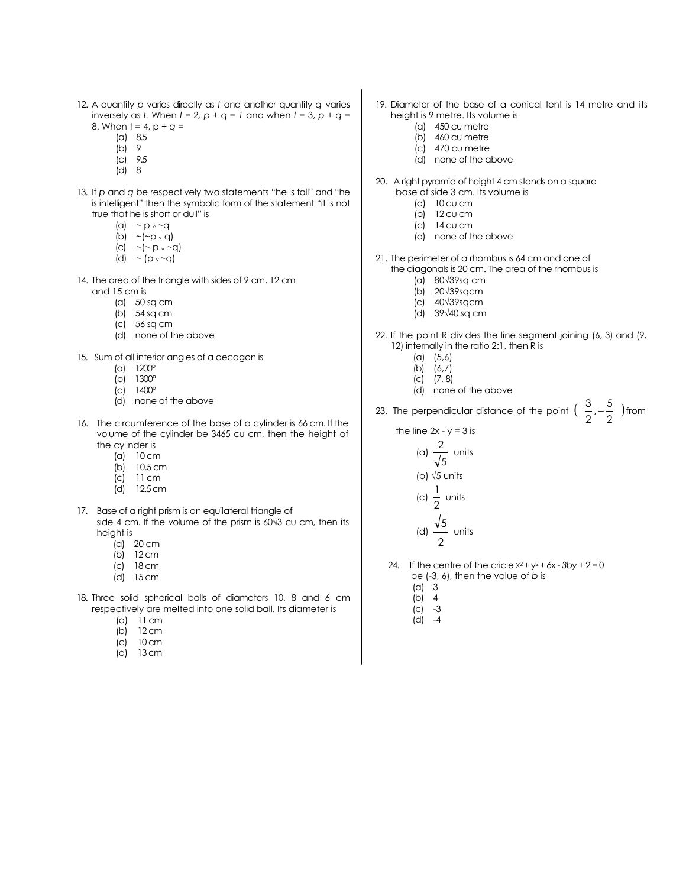12. A quantity $p$ varies directly as $t$ and another quantity $q$ varies inversely as $t$. When $t = 2$, $p + q = 1$ and when $t = 3$, $p + q = 8$. When $t = 4$, $p + q =$
    (a) 8.5
    (b) 9
    (c) 9.5
    (d) 8

13. If $p$ and $q$ be respectively two statements "he is tall" and "he is intelligent" then the symbolic form of the statement "it is not true that he is short or dull" is
    (a) $\sim p \wedge \sim q$
    (b) $\sim(\sim p \vee q)$
    (c) $\sim(\sim p \vee \sim q)$
    (d) $\sim(p \vee \sim q)$

14. The area of the triangle with sides of 9 cm, 12 cm and 15 cm is
    (a) 50 sq cm
    (b) 54 sq cm
    (c) 56 sq cm
    (d) none of the above

15. Sum of all interior angles of a decagon is
    (a) 1200°
    (b) 1300°
    (c) 1400°
    (d) none of the above

16. The circumference of the base of a cylinder is 66 cm. If the volume of the cylinder be 3465 cu cm, then the height of the cylinder is
    (a) 10 cm
    (b) 10.5 cm
    (c) 11 cm
    (d) 12.5 cm

17. Base of a right prism is an equilateral triangle of side 4 cm. If the volume of the prism is $60\sqrt{3}$ cu cm, then its height is
    (a) 20 cm
    (b) 12 cm
    (c) 18 cm
    (d) 15 cm

18. Three solid spherical balls of diameters 10, 8 and 6 cm respectively are melted into one solid ball. Its diameter is
    (a) 11 cm
    (b) 12 cm
    (c) 10 cm
    (d) 13 cm

19. Diameter of the base of a conical tent is 14 metre and its height is 9 metre. Its volume is
    (a) 450 cu metre
    (b) 460 cu metre
    (c) 470 cu metre
    (d) none of the above

20. A right pyramid of height 4 cm stands on a square base of side 3 cm. Its volume is
    (a) 10 cu cm
    (b) 12 cu cm
    (c) 14 cu cm
    (d) none of the above

21. The perimeter of a rhombus is 64 cm and one of the diagonals is 20 cm. The area of the rhombus is
    (a) $80\sqrt{39}$sq cm
    (b) $20\sqrt{39}$sqcm
    (c) $40\sqrt{39}$sqcm
    (d) $39\sqrt{40}$ sq cm

22. If the point R divides the line segment joining (6, 3) and (9, 12) internally in the ratio 2:1, then R is
    (a) (5,6)
    (b) (6,7)
    (c) (7, 8)
    (d) none of the above

23. The perpendicular distance of the point $\left(\frac{3}{2}, -\frac{5}{2}\right)$ from the line $2x - y = 3$ is
    (a) $\frac{2}{\sqrt{5}}$ units
    (b) $\sqrt{5}$ units
    (c) $\frac{1}{2}$ units
    (d) $\frac{\sqrt{5}}{2}$ units

24. If the centre of the cricle $x^2 + y^2 + 6x - 3by + 2 = 0$ be (-3, 6), then the value of $b$ is
    (a) 3
    (b) 4
    (c) -3
    (d) -4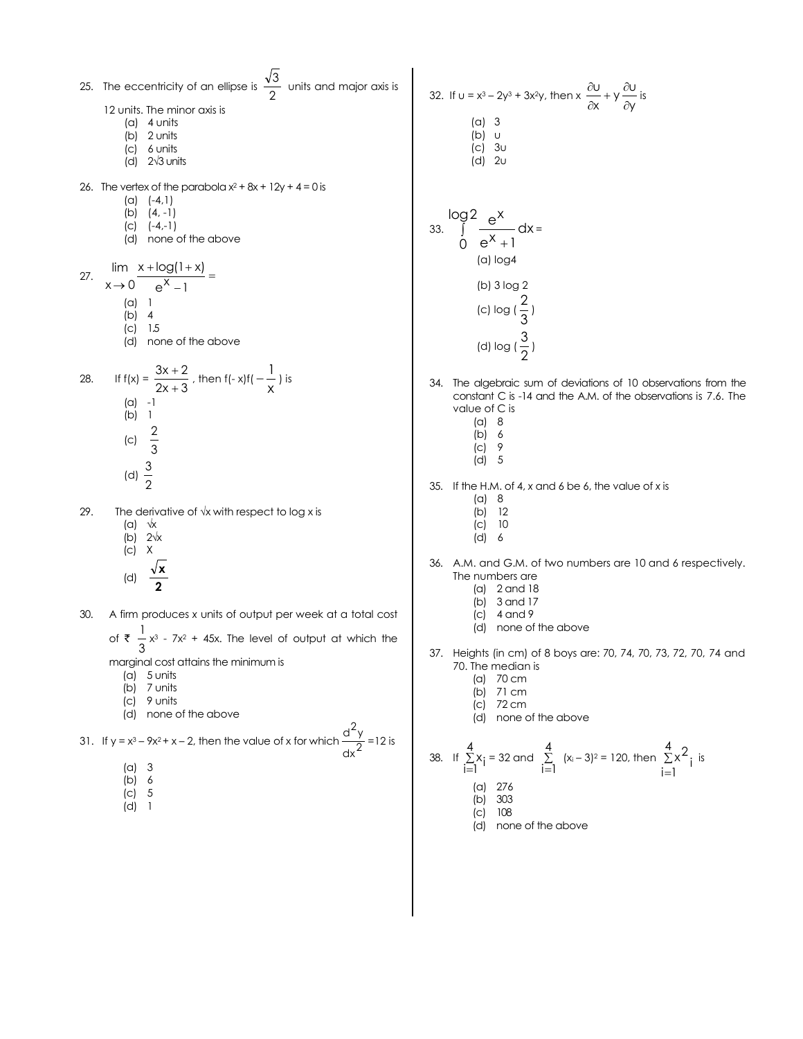25. The eccentricity of an ellipse is $\frac{\sqrt{3}}{2}$ units and major axis is 12 units. The minor axis is
    (a) 4 units
    (b) 2 units
    (c) 6 units
    (d) $2\sqrt{3}$ units

26. The vertex of the parabola $x^2 + 8x + 12y + 4 = 0$ is
    (a) (-4,1)
    (b) (4, -1)
    (c) (-4,-1)
    (d) none of the above

27. $\lim\limits_{x \to 0} \frac{x + \log(1+x)}{e^x - 1} =$
    (a) 1
    (b) 4
    (c) 1.5
    (d) none of the above

28. If f(x) = $\frac{3x+2}{2x+3}$, then $f(-x)f(-\frac{1}{x})$ is
    (a) -1
    (b) 1
    (c) $\frac{2}{3}$
    (d) $\frac{3}{2}$

29. The derivative of $\sqrt{x}$ with respect to log x is
    (a) $\sqrt{x}$
    (b) $2\sqrt{x}$
    (c) X
    (d) $\frac{\sqrt{x}}{2}$

30. A firm produces x units of output per week at a total cost of ₹ $\frac{1}{3}x^3 - 7x^2 + 45x$. The level of output at which the marginal cost attains the minimum is
    (a) 5 units
    (b) 7 units
    (c) 9 units
    (d) none of the above

31. If $y = x^3 - 9x^2 + x - 2$, then the value of x for which $\frac{d^2y}{dx^2} = 12$ is
    (a) 3
    (b) 6
    (c) 5
    (d) 1

32. If $u = x^3 - 2y^3 + 3x^2y$, then $x\frac{\partial u}{\partial x} + y\frac{\partial u}{\partial y}$ is
    (a) 3
    (b) u
    (c) 3u
    (d) 2u

33. $\int_0^{\log 2} \frac{e^x}{e^x + 1} dx =$
    (a) log4
    (b) 3 log 2
    (c) log $(\frac{2}{3})$
    (d) log $(\frac{3}{2})$

34. The algebraic sum of deviations of 10 observations from the constant C is -14 and the A.M. of the observations is 7.6. The value of C is
    (a) 8
    (b) 6
    (c) 9
    (d) 5

35. If the H.M. of 4, x and 6 be 6, the value of x is
    (a) 8
    (b) 12
    (c) 10
    (d) 6

36. A.M. and G.M. of two numbers are 10 and 6 respectively. The numbers are
    (a) 2 and 18
    (b) 3 and 17
    (c) 4 and 9
    (d) none of the above

37. Heights (in cm) of 8 boys are: 70, 74, 70, 73, 72, 70, 74 and 70. The median is
    (a) 70 cm
    (b) 71 cm
    (c) 72 cm
    (d) none of the above

38. If $\sum_{i=1}^{4} x_i = 32$ and $\sum_{i=1}^{4} (x_i - 3)^2 = 120$, then $\sum_{i=1}^{4} x_i^2$ is
    (a) 276
    (b) 303
    (c) 108
    (d) none of the above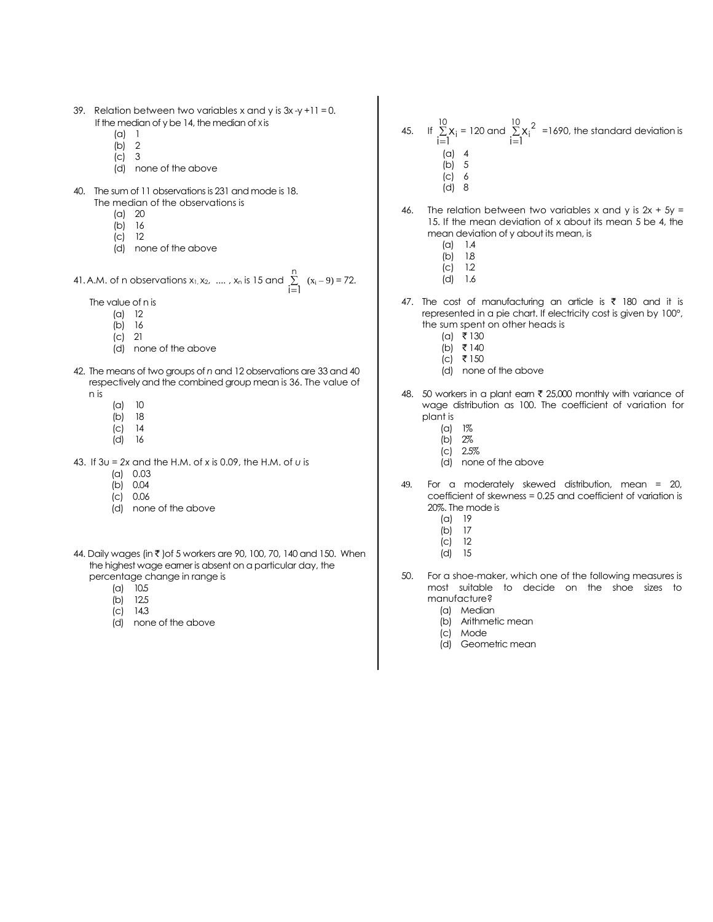39. Relation between two variables x and y is $3x - y + 11 = 0$. If the median of y be 14, the median of x is
    - (a) 1
    - (b) 2
    - (c) 3
    - (d) none of the above

40. The sum of 11 observations is 231 and mode is 18. The median of the observations is
    - (a) 20
    - (b) 16
    - (c) 12
    - (d) none of the above

41. A.M. of n observations $x_1, x_2, \ldots, x_n$ is 15 and $\sum_{i=1}^{n} (x_i - 9) = 72$.

    The value of n is
    - (a) 12
    - (b) 16
    - (c) 21
    - (d) none of the above

42. The means of two groups of *n* and 12 observations are 33 and 40 respectively and the combined group mean is 36. The value of n is
    - (a) 10
    - (b) 18
    - (c) 14
    - (d) 16

43. If $3u = 2x$ and the H.M. of x is 0.09, the H.M. of *u* is
    - (a) 0.03
    - (b) 0.04
    - (c) 0.06
    - (d) none of the above

44. Daily wages (in ₹ )of 5 workers are 90, 100, 70, 140 and 150. When the highest wage earner is absent on a particular day, the percentage change in range is
    - (a) 10.5
    - (b) 12.5
    - (c) 14.3
    - (d) none of the above

45. If $\sum_{i=1}^{10} x_i = 120$ and $\sum_{i=1}^{10} x_i^2 = 1690$, the standard deviation is
    - (a) 4
    - (b) 5
    - (c) 6
    - (d) 8

46. The relation between two variables x and y is $2x + 5y = 15$. If the mean deviation of x about its mean 5 be 4, the mean deviation of y about its mean, is
    - (a) 1.4
    - (b) 1.8
    - (c) 1.2
    - (d) 1.6

47. The cost of manufacturing an article is ₹ 180 and it is represented in a pie chart. If electricity cost is given by 100°, the sum spent on other heads is
    - (a) ₹ 130
    - (b) ₹ 140
    - (c) ₹ 150
    - (d) none of the above

48. 50 workers in a plant earn ₹ 25,000 monthly with variance of wage distribution as 100. The coefficient of variation for plant is
    - (a) 1%
    - (b) 2%
    - (c) 2.5%
    - (d) none of the above

49. For a moderately skewed distribution, mean = 20, coefficient of skewness = 0.25 and coefficient of variation is 20%. The mode is
    - (a) 19
    - (b) 17
    - (c) 12
    - (d) 15

50. For a shoe-maker, which one of the following measures is most suitable to decide on the shoe sizes to manufacture?
    - (a) Median
    - (b) Arithmetic mean
    - (c) Mode
    - (d) Geometric mean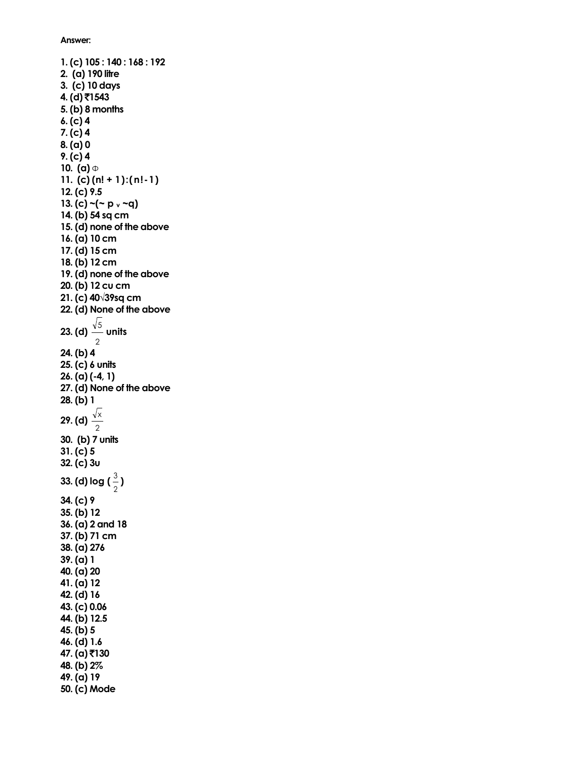**Answer:**

**1. (c) 105 : 140 : 168 : 192**
**2. (a) 190 litre**
**3. (c) 10 days**
**4. (d) ₹1543**
**5. (b) 8 months**
**6. (c) 4**
**7. (c) 4**
**8. (a) 0**
**9. (c) 4**
**10. (a)** $\Phi$
**11. (c) (n! + 1):(n!-1)**
**12. (c) 9.5**
**13. (c)** $\sim(\sim p \vee \sim q)$
**14. (b) 54 sq cm**
**15. (d) none of the above**
**16. (a) 10 cm**
**17. (d) 15 cm**
**18. (b) 12 cm**
**19. (d) none of the above**
**20. (b) 12 cu cm**
**21. (c)** $40\sqrt{39}$ **sq cm**
**22. (d) None of the above**
**23. (d)** $\frac{\sqrt{5}}{2}$ **units**
**24. (b) 4**
**25. (c) 6 units**
**26. (a) (-4, 1)**
**27. (d) None of the above**
**28. (b) 1**
**29. (d)** $\frac{\sqrt{x}}{2}$
**30. (b) 7 units**
**31. (c) 5**
**32. (c) 3u**
**33. (d)** $\log\left(\frac{3}{2}\right)$
**34. (c) 9**
**35. (b) 12**
**36. (a) 2 and 18**
**37. (b) 71 cm**
**38. (a) 276**
**39. (a) 1**
**40. (a) 20**
**41. (a) 12**
**42. (d) 16**
**43. (c) 0.06**
**44. (b) 12.5**
**45. (b) 5**
**46. (d) 1.6**
**47. (a) ₹130**
**48. (b) 2%**
**49. (a) 19**
**50. (c) Mode**